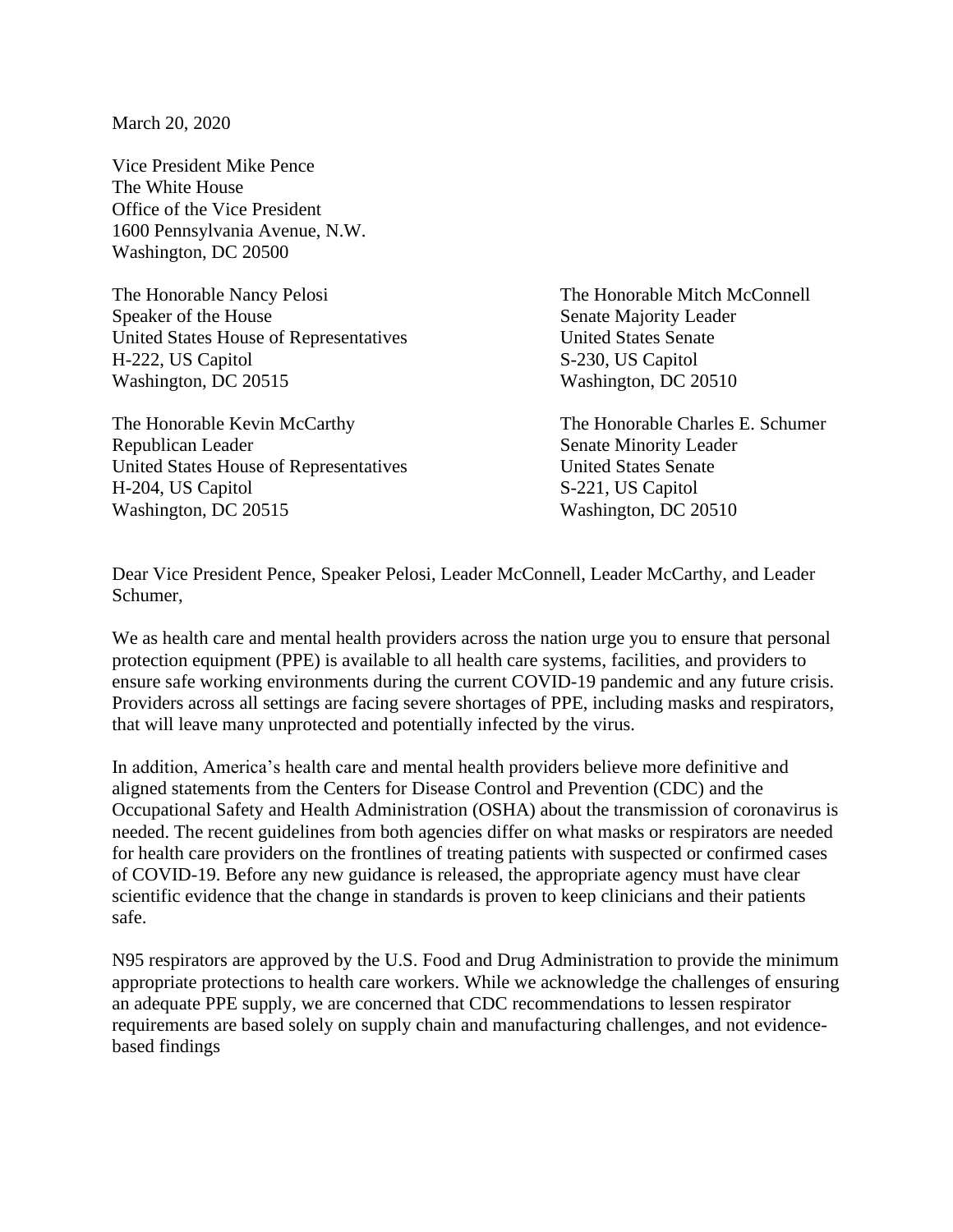March 20, 2020

Vice President Mike Pence
The White House
Office of the Vice President
1600 Pennsylvania Avenue, N.W.
Washington, DC 20500

The Honorable Nancy Pelosi
Speaker of the House
United States House of Representatives
H-222, US Capitol
Washington, DC 20515

The Honorable Mitch McConnell
Senate Majority Leader
United States Senate
S-230, US Capitol
Washington, DC 20510

The Honorable Kevin McCarthy
Republican Leader
United States House of Representatives
H-204, US Capitol
Washington, DC 20515

The Honorable Charles E. Schumer
Senate Minority Leader
United States Senate
S-221, US Capitol
Washington, DC 20510

Dear Vice President Pence, Speaker Pelosi, Leader McConnell, Leader McCarthy, and Leader Schumer,

We as health care and mental health providers across the nation urge you to ensure that personal protection equipment (PPE) is available to all health care systems, facilities, and providers to ensure safe working environments during the current COVID-19 pandemic and any future crisis. Providers across all settings are facing severe shortages of PPE, including masks and respirators, that will leave many unprotected and potentially infected by the virus.

In addition, America's health care and mental health providers believe more definitive and aligned statements from the Centers for Disease Control and Prevention (CDC) and the Occupational Safety and Health Administration (OSHA) about the transmission of coronavirus is needed. The recent guidelines from both agencies differ on what masks or respirators are needed for health care providers on the frontlines of treating patients with suspected or confirmed cases of COVID-19. Before any new guidance is released, the appropriate agency must have clear scientific evidence that the change in standards is proven to keep clinicians and their patients safe.

N95 respirators are approved by the U.S. Food and Drug Administration to provide the minimum appropriate protections to health care workers. While we acknowledge the challenges of ensuring an adequate PPE supply, we are concerned that CDC recommendations to lessen respirator requirements are based solely on supply chain and manufacturing challenges, and not evidence-based findings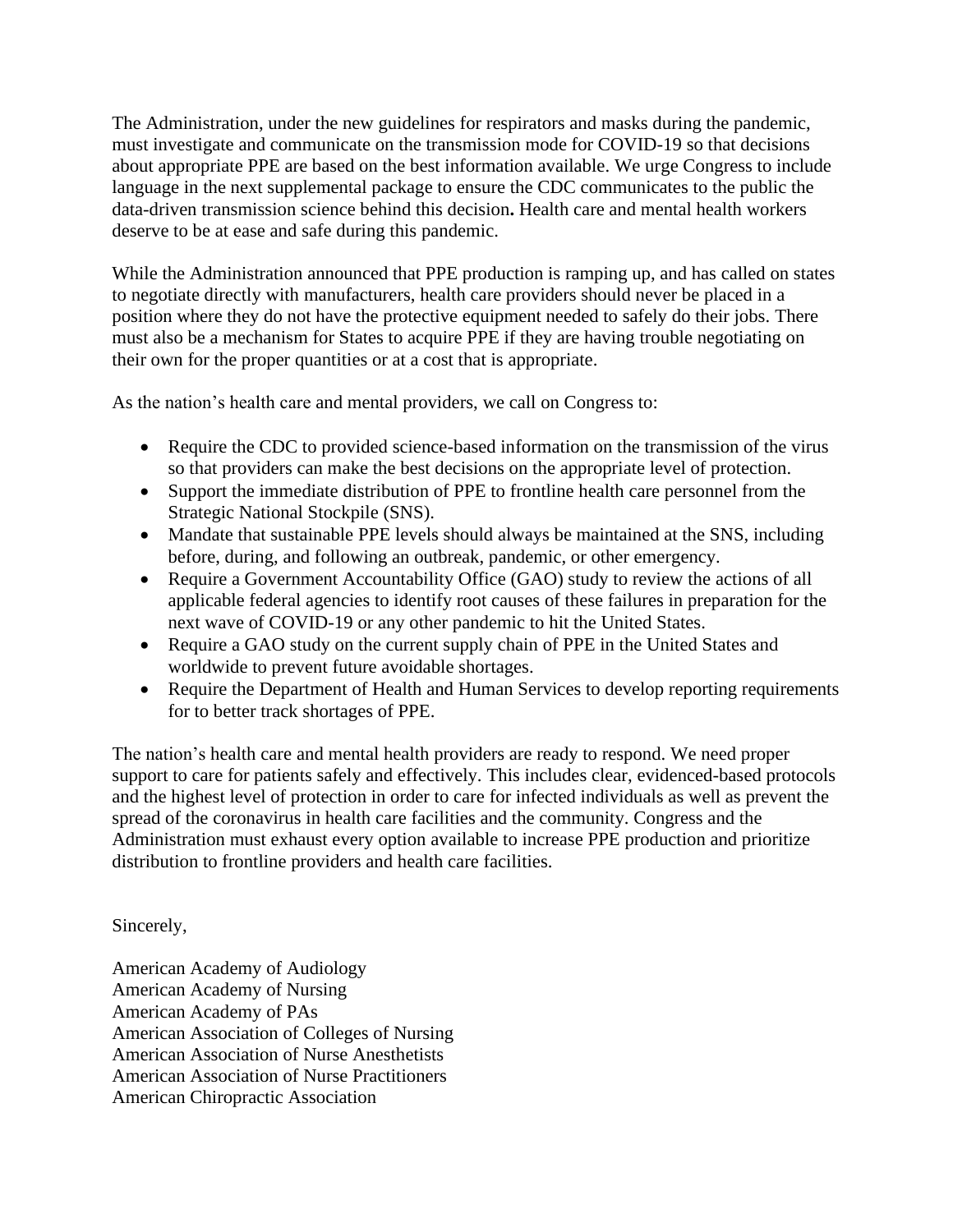The Administration, under the new guidelines for respirators and masks during the pandemic, must investigate and communicate on the transmission mode for COVID-19 so that decisions about appropriate PPE are based on the best information available. We urge Congress to include language in the next supplemental package to ensure the CDC communicates to the public the data-driven transmission science behind this decision**.** Health care and mental health workers deserve to be at ease and safe during this pandemic.

While the Administration announced that PPE production is ramping up, and has called on states to negotiate directly with manufacturers, health care providers should never be placed in a position where they do not have the protective equipment needed to safely do their jobs. There must also be a mechanism for States to acquire PPE if they are having trouble negotiating on their own for the proper quantities or at a cost that is appropriate.

As the nation's health care and mental providers, we call on Congress to:

- Require the CDC to provided science-based information on the transmission of the virus so that providers can make the best decisions on the appropriate level of protection.
- Support the immediate distribution of PPE to frontline health care personnel from the Strategic National Stockpile (SNS).
- Mandate that sustainable PPE levels should always be maintained at the SNS, including before, during, and following an outbreak, pandemic, or other emergency.
- Require a Government Accountability Office (GAO) study to review the actions of all applicable federal agencies to identify root causes of these failures in preparation for the next wave of COVID-19 or any other pandemic to hit the United States.
- Require a GAO study on the current supply chain of PPE in the United States and worldwide to prevent future avoidable shortages.
- Require the Department of Health and Human Services to develop reporting requirements for to better track shortages of PPE.

The nation's health care and mental health providers are ready to respond. We need proper support to care for patients safely and effectively. This includes clear, evidenced-based protocols and the highest level of protection in order to care for infected individuals as well as prevent the spread of the coronavirus in health care facilities and the community. Congress and the Administration must exhaust every option available to increase PPE production and prioritize distribution to frontline providers and health care facilities.

Sincerely,

American Academy of Audiology
American Academy of Nursing
American Academy of PAs
American Association of Colleges of Nursing
American Association of Nurse Anesthetists
American Association of Nurse Practitioners
American Chiropractic Association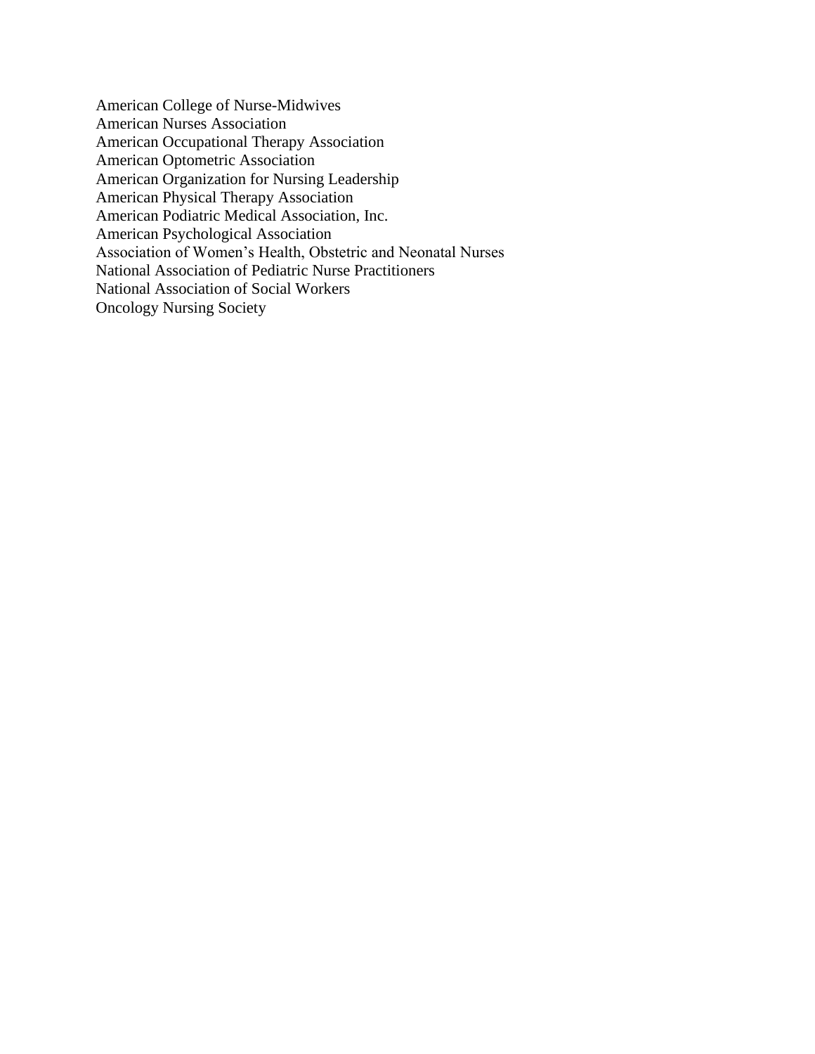American College of Nurse-Midwives
American Nurses Association
American Occupational Therapy Association
American Optometric Association
American Organization for Nursing Leadership
American Physical Therapy Association
American Podiatric Medical Association, Inc.
American Psychological Association
Association of Women's Health, Obstetric and Neonatal Nurses
National Association of Pediatric Nurse Practitioners
National Association of Social Workers
Oncology Nursing Society